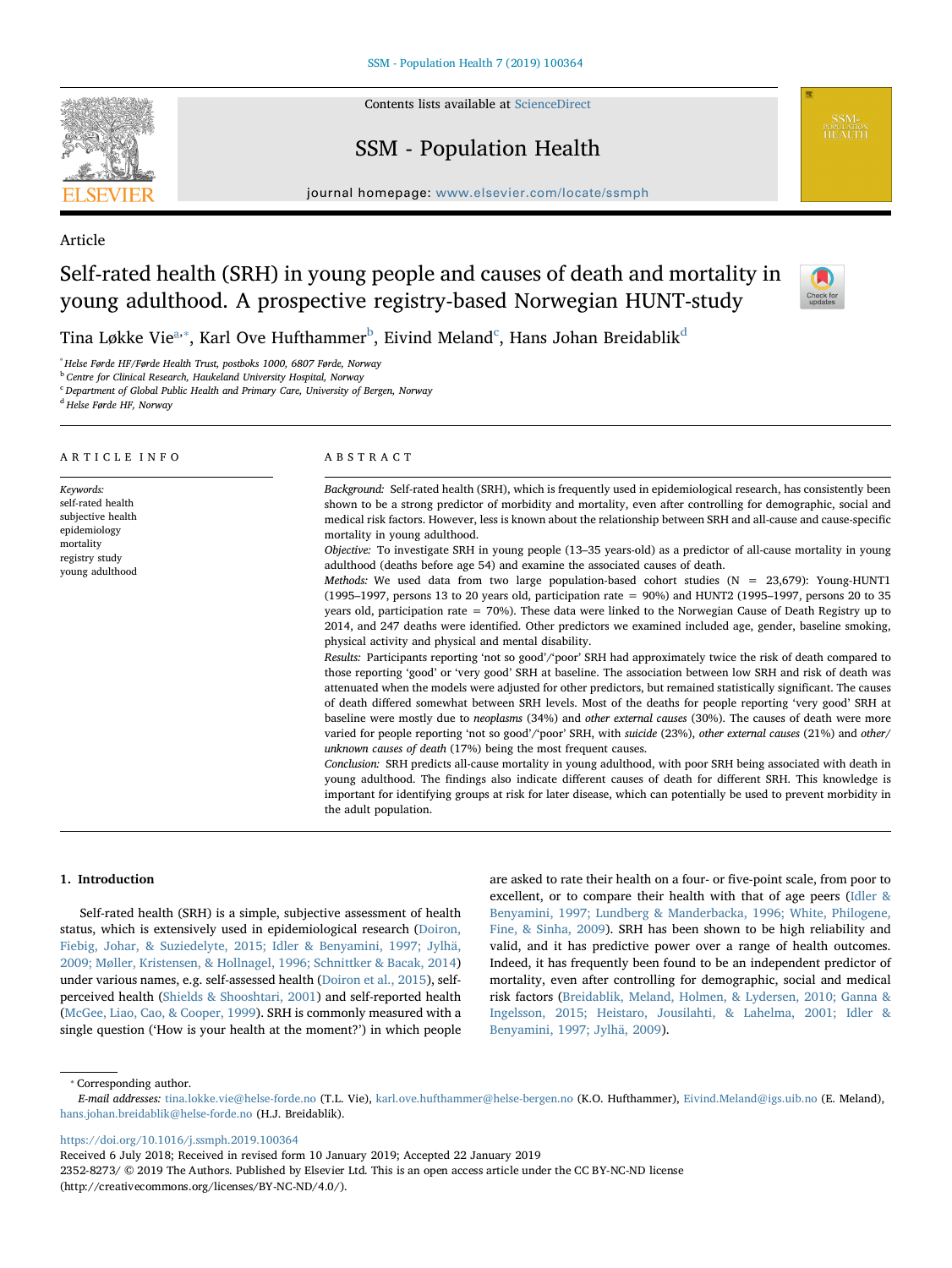Article

# Self-rated health (SRH) in young people and causes of death and mortality in young adulthood. A prospective registry-based Norwegian HUNT-study

Tina Løkke Vie[a,*], Karl Ove Hufthammer[b], Eivind Meland[c], Hans Johan Breidablik[d]

[a] Helse Førde HF/Førde Health Trust, postboks 1000, 6807 Førde, Norway
[b] Centre for Clinical Research, Haukeland University Hospital, Norway
[c] Department of Global Public Health and Primary Care, University of Bergen, Norway
[d] Helse Førde HF, Norway

## ARTICLE INFO

*Keywords:*
self-rated health
subjective health
epidemiology
mortality
registry study
young adulthood

## ABSTRACT

*Background:* Self-rated health (SRH), which is frequently used in epidemiological research, has consistently been shown to be a strong predictor of morbidity and mortality, even after controlling for demographic, social and medical risk factors. However, less is known about the relationship between SRH and all-cause and cause-specific mortality in young adulthood.

*Objective:* To investigate SRH in young people (13–35 years-old) as a predictor of all-cause mortality in young adulthood (deaths before age 54) and examine the associated causes of death.

*Methods:* We used data from two large population-based cohort studies (N = 23,679): Young-HUNT1 (1995–1997, persons 13 to 20 years old, participation rate = 90%) and HUNT2 (1995–1997, persons 20 to 35 years old, participation rate = 70%). These data were linked to the Norwegian Cause of Death Registry up to 2014, and 247 deaths were identified. Other predictors we examined included age, gender, baseline smoking, physical activity and physical and mental disability.

*Results:* Participants reporting 'not so good'/'poor' SRH had approximately twice the risk of death compared to those reporting 'good' or 'very good' SRH at baseline. The association between low SRH and risk of death was attenuated when the models were adjusted for other predictors, but remained statistically significant. The causes of death differed somewhat between SRH levels. Most of the deaths for people reporting 'very good' SRH at baseline were mostly due to *neoplasms* (34%) and *other external causes* (30%). The causes of death were more varied for people reporting 'not so good'/'poor' SRH, with *suicide* (23%), *other external causes* (21%) and *other/unknown causes of death* (17%) being the most frequent causes.

*Conclusion:* SRH predicts all-cause mortality in young adulthood, with poor SRH being associated with death in young adulthood. The findings also indicate different causes of death for different SRH. This knowledge is important for identifying groups at risk for later disease, which can potentially be used to prevent morbidity in the adult population.

## 1. Introduction

Self-rated health (SRH) is a simple, subjective assessment of health status, which is extensively used in epidemiological research (Doiron, Fiebig, Johar, & Suziedelyte, 2015; Idler & Benyamini, 1997; Jylhä, 2009; Møller, Kristensen, & Hollnagel, 1996; Schnittker & Bacak, 2014) under various names, e.g. self-assessed health (Doiron et al., 2015), self-perceived health (Shields & Shooshtari, 2001) and self-reported health (McGee, Liao, Cao, & Cooper, 1999). SRH is commonly measured with a single question ('How is your health at the moment?') in which people are asked to rate their health on a four- or five-point scale, from poor to excellent, or to compare their health with that of age peers (Idler & Benyamini, 1997; Lundberg & Manderbacka, 1996; White, Philogene, Fine, & Sinha, 2009). SRH has been shown to be high reliability and valid, and it has predictive power over a range of health outcomes. Indeed, it has frequently been found to be an independent predictor of mortality, even after controlling for demographic, social and medical risk factors (Breidablik, Meland, Holmen, & Lydersen, 2010; Ganna & Ingelsson, 2015; Heistaro, Jousilahti, & Lahelma, 2001; Idler & Benyamini, 1997; Jylhä, 2009).

* Corresponding author.
*E-mail addresses:* tina.lokke.vie@helse-forde.no (T.L. Vie), karl.ove.hufthammer@helse-bergen.no (K.O. Hufthammer), Eivind.Meland@igs.uib.no (E. Meland), hans.johan.breidablik@helse-forde.no (H.J. Breidablik).

https://doi.org/10.1016/j.ssmph.2019.100364
Received 6 July 2018; Received in revised form 10 January 2019; Accepted 22 January 2019
2352-8273/ © 2019 The Authors. Published by Elsevier Ltd. This is an open access article under the CC BY-NC-ND license (http://creativecommons.org/licenses/BY-NC-ND/4.0/).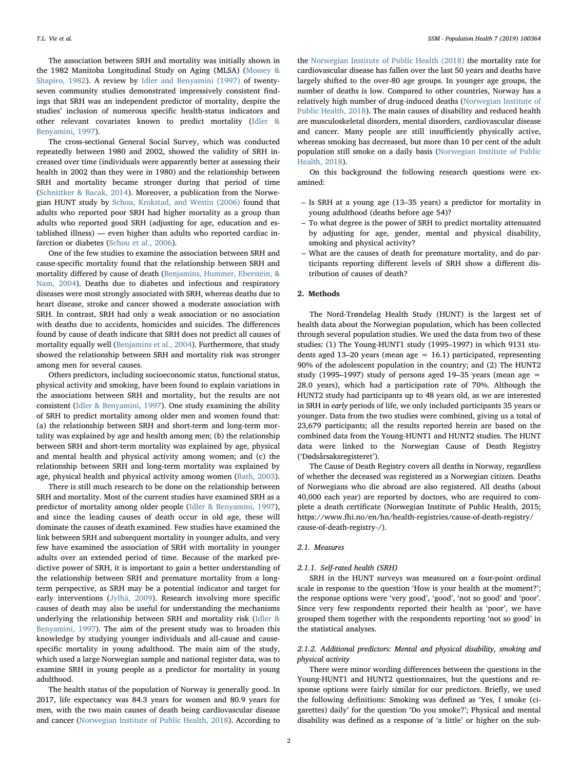The association between SRH and mortality was initially shown in the 1982 Manitoba Longitudinal Study on Aging (MLSA) (Mossey & Shapiro, 1982). A review by Idler and Benyamini (1997) of twenty-seven community studies demonstrated impressively consistent findings that SRH was an independent predictor of mortality, despite the studies' inclusion of numerous specific health-status indicators and other relevant covariates known to predict mortality (Idler & Benyamini, 1997).

The cross-sectional General Social Survey, which was conducted repeatedly between 1980 and 2002, showed the validity of SRH increased over time (individuals were apparently better at assessing their health in 2002 than they were in 1980) and the relationship between SRH and mortality became stronger during that period of time (Schnittker & Bacak, 2014). Moreover, a publication from the Norwegian HUNT study by Schou, Krokstad, and Westin (2006) found that adults who reported poor SRH had higher mortality as a group than adults who reported good SRH (adjusting for age, education and established illness) — even higher than adults who reported cardiac infarction or diabetes (Schou et al., 2006).

One of the few studies to examine the association between SRH and cause-specific mortality found that the relationship between SRH and mortality differed by cause of death (Benjamins, Hummer, Eberstein, & Nam, 2004). Deaths due to diabetes and infectious and respiratory diseases were most strongly associated with SRH, whereas deaths due to heart disease, stroke and cancer showed a moderate association with SRH. In contrast, SRH had only a weak association or no association with deaths due to accidents, homicides and suicides. The differences found by cause of death indicate that SRH does not predict all causes of mortality equally well (Benjamins et al., 2004). Furthermore, that study showed the relationship between SRH and mortality risk was stronger among men for several causes.

Others predictors, including socioeconomic status, functional status, physical activity and smoking, have been found to explain variations in the associations between SRH and mortality, but the results are not consistent (Idler & Benyamini, 1997). One study examining the ability of SRH to predict mortality among older men and women found that: (a) the relationship between SRH and short-term and long-term mortality was explained by age and health among men; (b) the relationship between SRH and short-term mortality was explained by age, physical and mental health and physical activity among women; and (c) the relationship between SRH and long-term mortality was explained by age, physical health and physical activity among women (Bath, 2003).

There is still much research to be done on the relationship between SRH and mortality. Most of the current studies have examined SRH as a predictor of mortality among older people (Idler & Benyamini, 1997), and since the leading causes of death occur in old age, these will dominate the causes of death examined. Few studies have examined the link between SRH and subsequent mortality in younger adults, and very few have examined the association of SRH with mortality in younger adults over an extended period of time. Because of the marked predictive power of SRH, it is important to gain a better understanding of the relationship between SRH and premature mortality from a long-term perspective, as SRH may be a potential indicator and target for early interventions (Jylhä, 2009). Research involving more specific causes of death may also be useful for understanding the mechanisms underlying the relationship between SRH and mortality risk (Idler & Benyamini, 1997). The aim of the present study was to broaden this knowledge by studying younger individuals and all-cause and cause-specific mortality in young adulthood. The main aim of the study, which used a large Norwegian sample and national register data, was to examine SRH in young people as a predictor for mortality in young adulthood.

The health status of the population of Norway is generally good. In 2017, life expectancy was 84.3 years for women and 80.9 years for men, with the two main causes of death being cardiovascular disease and cancer (Norwegian Institute of Public Health, 2018). According to the Norwegian Institute of Public Health (2018) the mortality rate for cardiovascular disease has fallen over the last 50 years and deaths have largely shifted to the over-80 age groups. In younger age groups, the number of deaths is low. Compared to other countries, Norway has a relatively high number of drug-induced deaths (Norwegian Institute of Public Health, 2018). The main causes of disability and reduced health are musculoskeletal disorders, mental disorders, cardiovascular disease and cancer. Many people are still insufficiently physically active, whereas smoking has decreased, but more than 10 per cent of the adult population still smoke on a daily basis (Norwegian Institute of Public Health, 2018).

On this background the following research questions were examined:

- Is SRH at a young age (13–35 years) a predictor for mortality in young adulthood (deaths before age 54)?
- To what degree is the power of SRH to predict mortality attenuated by adjusting for age, gender, mental and physical disability, smoking and physical activity?
- What are the causes of death for premature mortality, and do participants reporting different levels of SRH show a different distribution of causes of death?

## 2. Methods

The Nord-Trøndelag Health Study (HUNT) is the largest set of health data about the Norwegian population, which has been collected through several population studies. We used the data from two of these studies: (1) The Young-HUNT1 study (1995–1997) in which 9131 students aged 13–20 years (mean age = 16.1) participated, representing 90% of the adolescent population in the country; and (2) The HUNT2 study (1995–1997) study of persons aged 19–35 years (mean age = 28.0 years), which had a participation rate of 70%. Although the HUNT2 study had participants up to 48 years old, as we are interested in SRH in *early* periods of life, we only included participants 35 years or younger. Data from the two studies were combined, giving us a total of 23,679 participants; all the results reported herein are based on the combined data from the Young-HUNT1 and HUNT2 studies. The HUNT data were linked to the Norwegian Cause of Death Registry ('Dødsårsaksregisteret').

The Cause of Death Registry covers all deaths in Norway, regardless of whether the deceased was registered as a Norwegian citizen. Deaths of Norwegians who die abroad are also registered. All deaths (about 40,000 each year) are reported by doctors, who are required to complete a death certificate (Norwegian Institute of Public Health, 2015; https://www.fhi.no/en/hn/health-registries/cause-of-death-registry/cause-of-death-registry-/).

### 2.1. Measures

#### 2.1.1. Self-rated health (SRH)

SRH in the HUNT surveys was measured on a four-point ordinal scale in response to the question 'How is your health at the moment?'; the response options were 'very good', 'good', 'not so good' and 'poor'. Since very few respondents reported their health as 'poor', we have grouped them together with the respondents reporting 'not so good' in the statistical analyses.

#### 2.1.2. Additional predictors: Mental and physical disability, smoking and physical activity

There were minor wording differences between the questions in the Young-HUNT1 and HUNT2 questionnaires, but the questions and response options were fairly similar for our predictors. Briefly, we used the following definitions: Smoking was defined as 'Yes, I smoke (cigarettes) daily' for the question 'Do you smoke?'; Physical and mental disability was defined as a response of 'a little' or higher on the sub-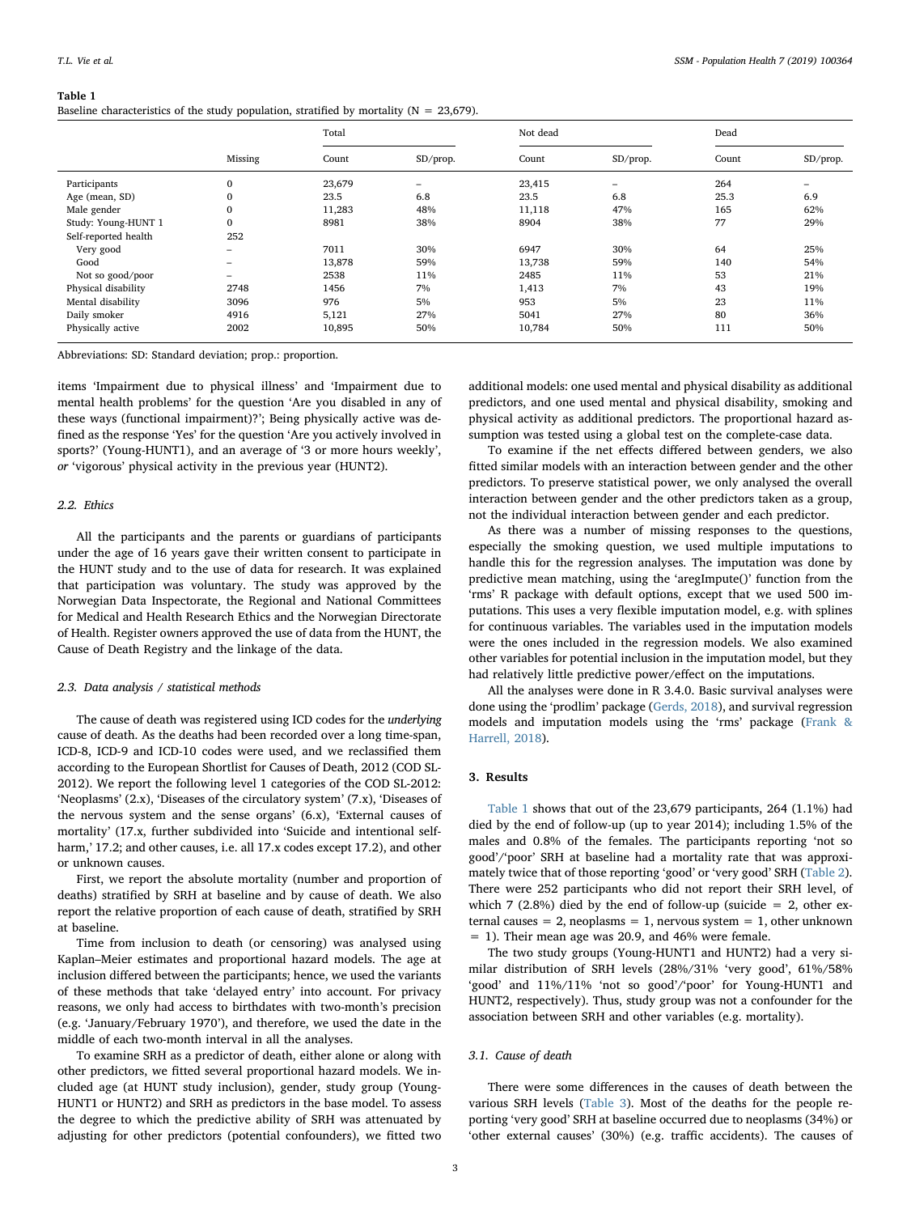**Table 1**
Baseline characteristics of the study population, stratified by mortality (N = 23,679).

| | | Total | | Not dead | | Dead | |
|---|---|---|---|---|---|---|---|
| | Missing | Count | SD/prop. | Count | SD/prop. | Count | SD/prop. |
| Participants | 0 | 23,679 | – | 23,415 | – | 264 | – |
| Age (mean, SD) | 0 | 23.5 | 6.8 | 23.5 | 6.8 | 25.3 | 6.9 |
| Male gender | 0 | 11,283 | 48% | 11,118 | 47% | 165 | 62% |
| Study: Young-HUNT 1 | 0 | 8981 | 38% | 8904 | 38% | 77 | 29% |
| Self-reported health | 252 | | | | | | |
| Very good | – | 7011 | 30% | 6947 | 30% | 64 | 25% |
| Good | – | 13,878 | 59% | 13,738 | 59% | 140 | 54% |
| Not so good/poor | – | 2538 | 11% | 2485 | 11% | 53 | 21% |
| Physical disability | 2748 | 1456 | 7% | 1,413 | 7% | 43 | 19% |
| Mental disability | 3096 | 976 | 5% | 953 | 5% | 23 | 11% |
| Daily smoker | 4916 | 5,121 | 27% | 5041 | 27% | 80 | 36% |
| Physically active | 2002 | 10,895 | 50% | 10,784 | 50% | 111 | 50% |

Abbreviations: SD: Standard deviation; prop.: proportion.

items 'Impairment due to physical illness' and 'Impairment due to mental health problems' for the question 'Are you disabled in any of these ways (functional impairment)?'; Being physically active was defined as the response 'Yes' for the question 'Are you actively involved in sports?' (Young-HUNT1), and an average of '3 or more hours weekly', *or* 'vigorous' physical activity in the previous year (HUNT2).

### 2.2. Ethics

All the participants and the parents or guardians of participants under the age of 16 years gave their written consent to participate in the HUNT study and to the use of data for research. It was explained that participation was voluntary. The study was approved by the Norwegian Data Inspectorate, the Regional and National Committees for Medical and Health Research Ethics and the Norwegian Directorate of Health. Register owners approved the use of data from the HUNT, the Cause of Death Registry and the linkage of the data.

### 2.3. Data analysis / statistical methods

The cause of death was registered using ICD codes for the *underlying* cause of death. As the deaths had been recorded over a long time-span, ICD-8, ICD-9 and ICD-10 codes were used, and we reclassified them according to the European Shortlist for Causes of Death, 2012 (COD SL-2012). We report the following level 1 categories of the COD SL-2012: 'Neoplasms' (2.x), 'Diseases of the circulatory system' (7.x), 'Diseases of the nervous system and the sense organs' (6.x), 'External causes of mortality' (17.x, further subdivided into 'Suicide and intentional self-harm,' 17.2; and other causes, i.e. all 17.x codes except 17.2), and other or unknown causes.

First, we report the absolute mortality (number and proportion of deaths) stratified by SRH at baseline and by cause of death. We also report the relative proportion of each cause of death, stratified by SRH at baseline.

Time from inclusion to death (or censoring) was analysed using Kaplan–Meier estimates and proportional hazard models. The age at inclusion differed between the participants; hence, we used the variants of these methods that take 'delayed entry' into account. For privacy reasons, we only had access to birthdates with two-month's precision (e.g. 'January/February 1970'), and therefore, we used the date in the middle of each two-month interval in all the analyses.

To examine SRH as a predictor of death, either alone or along with other predictors, we fitted several proportional hazard models. We included age (at HUNT study inclusion), gender, study group (Young-HUNT1 or HUNT2) and SRH as predictors in the base model. To assess the degree to which the predictive ability of SRH was attenuated by adjusting for other predictors (potential confounders), we fitted two additional models: one used mental and physical disability as additional predictors, and one used mental and physical disability, smoking and physical activity as additional predictors. The proportional hazard assumption was tested using a global test on the complete-case data.

To examine if the net effects differed between genders, we also fitted similar models with an interaction between gender and the other predictors. To preserve statistical power, we only analysed the overall interaction between gender and the other predictors taken as a group, not the individual interaction between gender and each predictor.

As there was a number of missing responses to the questions, especially the smoking question, we used multiple imputations to handle this for the regression analyses. The imputation was done by predictive mean matching, using the 'aregImpute()' function from the 'rms' R package with default options, except that we used 500 imputations. This uses a very flexible imputation model, e.g. with splines for continuous variables. The variables used in the imputation models were the ones included in the regression models. We also examined other variables for potential inclusion in the imputation model, but they had relatively little predictive power/effect on the imputations.

All the analyses were done in R 3.4.0. Basic survival analyses were done using the 'prodlim' package (Gerds, 2018), and survival regression models and imputation models using the 'rms' package (Frank & Harrell, 2018).

## 3. Results

Table 1 shows that out of the 23,679 participants, 264 (1.1%) had died by the end of follow-up (up to year 2014); including 1.5% of the males and 0.8% of the females. The participants reporting 'not so good'/'poor' SRH at baseline had a mortality rate that was approximately twice that of those reporting 'good' or 'very good' SRH (Table 2). There were 252 participants who did not report their SRH level, of which 7 (2.8%) died by the end of follow-up (suicide = 2, other external causes = 2, neoplasms = 1, nervous system = 1, other unknown = 1). Their mean age was 20.9, and 46% were female.

The two study groups (Young-HUNT1 and HUNT2) had a very similar distribution of SRH levels (28%/31% 'very good', 61%/58% 'good' and 11%/11% 'not so good'/'poor' for Young-HUNT1 and HUNT2, respectively). Thus, study group was not a confounder for the association between SRH and other variables (e.g. mortality).

### 3.1. Cause of death

There were some differences in the causes of death between the various SRH levels (Table 3). Most of the deaths for the people reporting 'very good' SRH at baseline occurred due to neoplasms (34%) or 'other external causes' (30%) (e.g. traffic accidents). The causes of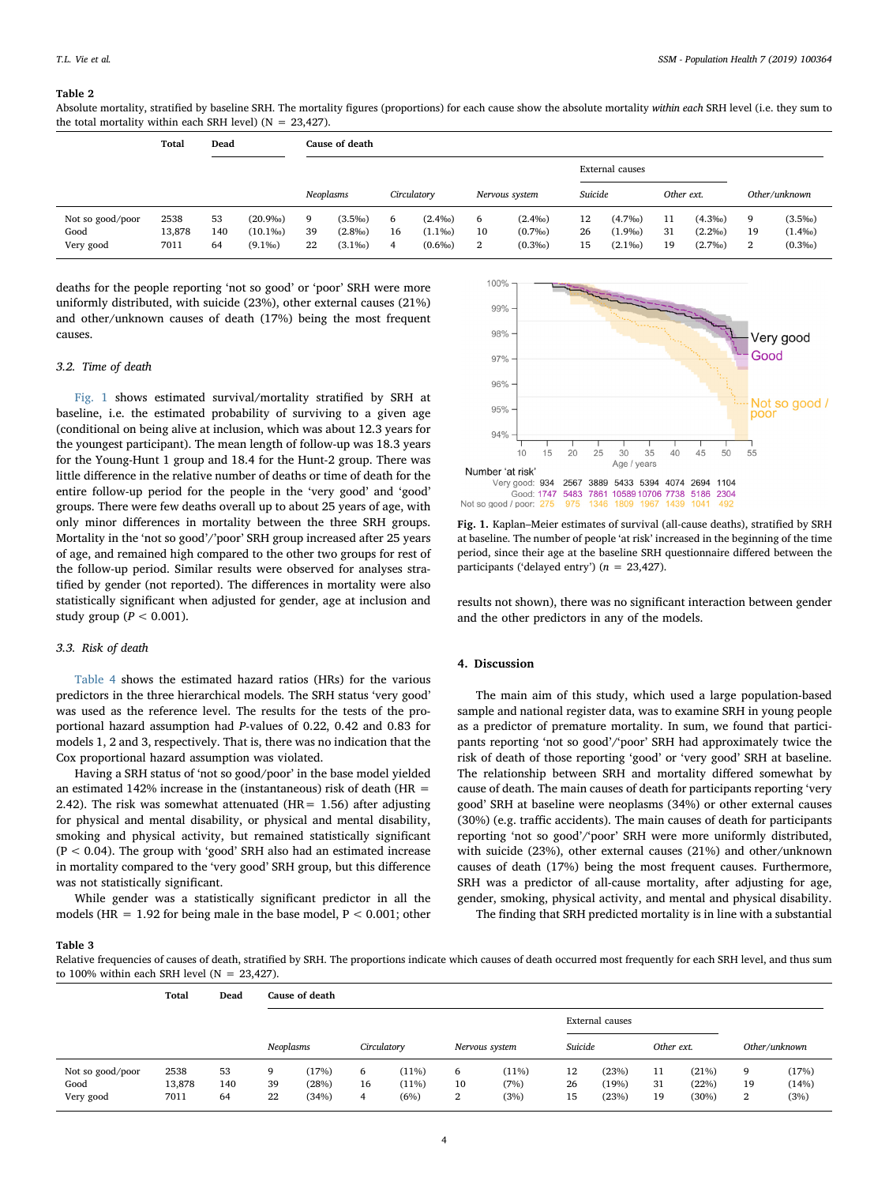**Table 2**

Absolute mortality, stratified by baseline SRH. The mortality figures (proportions) for each cause show the absolute mortality *within each* SRH level (i.e. they sum to the total mortality within each SRH level) (N = 23,427).

| | Total | Dead | | Cause of death | | | | | | | | | | | |
|---|---|---|---|---|---|---|---|---|---|---|---|---|---|---|---|
| | | | | | | | | | | External causes | | | | | |
| | | | | *Neoplasms* | | *Circulatory* | | *Nervous system* | | *Suicide* | | *Other ext.* | | *Other/unknown* | |
| Not so good/poor | 2538 | 53 | (20.9‰) | 9 | (3.5‰) | 6 | (2.4‰) | 6 | (2.4‰) | 12 | (4.7‰) | 11 | (4.3‰) | 9 | (3.5‰) |
| Good | 13,878 | 140 | (10.1‰) | 39 | (2.8‰) | 16 | (1.1‰) | 10 | (0.7‰) | 26 | (1.9‰) | 31 | (2.2‰) | 19 | (1.4‰) |
| Very good | 7011 | 64 | (9.1‰) | 22 | (3.1‰) | 4 | (0.6‰) | 2 | (0.3‰) | 15 | (2.1‰) | 19 | (2.7‰) | 2 | (0.3‰) |

deaths for the people reporting ‘not so good’ or ‘poor’ SRH were more uniformly distributed, with suicide (23%), other external causes (21%) and other/unknown causes of death (17%) being the most frequent causes.

### 3.2. Time of death

Fig. 1 shows estimated survival/mortality stratified by SRH at baseline, i.e. the estimated probability of surviving to a given age (conditional on being alive at inclusion, which was about 12.3 years for the youngest participant). The mean length of follow-up was 18.3 years for the Young-Hunt 1 group and 18.4 for the Hunt-2 group. There was little difference in the relative number of deaths or time of death for the entire follow-up period for the people in the ‘very good’ and ‘good’ groups. There were few deaths overall up to about 25 years of age, with only minor differences in mortality between the three SRH groups. Mortality in the ‘not so good’/’poor’ SRH group increased after 25 years of age, and remained high compared to the other two groups for rest of the follow-up period. Similar results were observed for analyses stratified by gender (not reported). The differences in mortality were also statistically significant when adjusted for gender, age at inclusion and study group ($P < 0.001$).

**Fig. 1.** Kaplan–Meier estimates of survival (all-cause deaths), stratified by SRH at baseline. The number of people ‘at risk’ increased in the beginning of the time period, since their age at the baseline SRH questionnaire differed between the participants (‘delayed entry’) ($n = 23,427$).

### 3.3. Risk of death

Table 4 shows the estimated hazard ratios (HRs) for the various predictors in the three hierarchical models. The SRH status ‘very good’ was used as the reference level. The results for the tests of the proportional hazard assumption had *P*-values of 0.22, 0.42 and 0.83 for models 1, 2 and 3, respectively. That is, there was no indication that the Cox proportional hazard assumption was violated.

Having a SRH status of ‘not so good/poor’ in the base model yielded an estimated 142% increase in the (instantaneous) risk of death (HR = 2.42). The risk was somewhat attenuated (HR = 1.56) after adjusting for physical and mental disability, or physical and mental disability, smoking and physical activity, but remained statistically significant ($P < 0.04$). The group with ‘good’ SRH also had an estimated increase in mortality compared to the ‘very good’ SRH group, but this difference was not statistically significant.

While gender was a statistically significant predictor in all the models (HR = 1.92 for being male in the base model, $P < 0.001$; other results not shown), there was no significant interaction between gender and the other predictors in any of the models.

## 4. Discussion

The main aim of this study, which used a large population-based sample and national register data, was to examine SRH in young people as a predictor of premature mortality. In sum, we found that participants reporting ‘not so good’/‘poor’ SRH had approximately twice the risk of death of those reporting ‘good’ or ‘very good’ SRH at baseline. The relationship between SRH and mortality differed somewhat by cause of death. The main causes of death for participants reporting ‘very good’ SRH at baseline were neoplasms (34%) or other external causes (30%) (e.g. traffic accidents). The main causes of death for participants reporting ‘not so good’/‘poor’ SRH were more uniformly distributed, with suicide (23%), other external causes (21%) and other/unknown causes of death (17%) being the most frequent causes. Furthermore, SRH was a predictor of all-cause mortality, after adjusting for age, gender, smoking, physical activity, and mental and physical disability.

The finding that SRH predicted mortality is in line with a substantial

**Table 3**

Relative frequencies of causes of death, stratified by SRH. The proportions indicate which causes of death occurred most frequently for each SRH level, and thus sum to 100% within each SRH level (N = 23,427).

| | Total | Dead | Cause of death | | | | | | | | | | | |
|---|---|---|---|---|---|---|---|---|---|---|---|---|---|---|
| | | | | | | | | | External causes | | | | | |
| | | | *Neoplasms* | | *Circulatory* | | *Nervous system* | | *Suicide* | | *Other ext.* | | *Other/unknown* | |
| Not so good/poor | 2538 | 53 | 9 | (17%) | 6 | (11%) | 6 | (11%) | 12 | (23%) | 11 | (21%) | 9 | (17%) |
| Good | 13,878 | 140 | 39 | (28%) | 16 | (11%) | 10 | (7%) | 26 | (19%) | 31 | (22%) | 19 | (14%) |
| Very good | 7011 | 64 | 22 | (34%) | 4 | (6%) | 2 | (3%) | 15 | (23%) | 19 | (30%) | 2 | (3%) |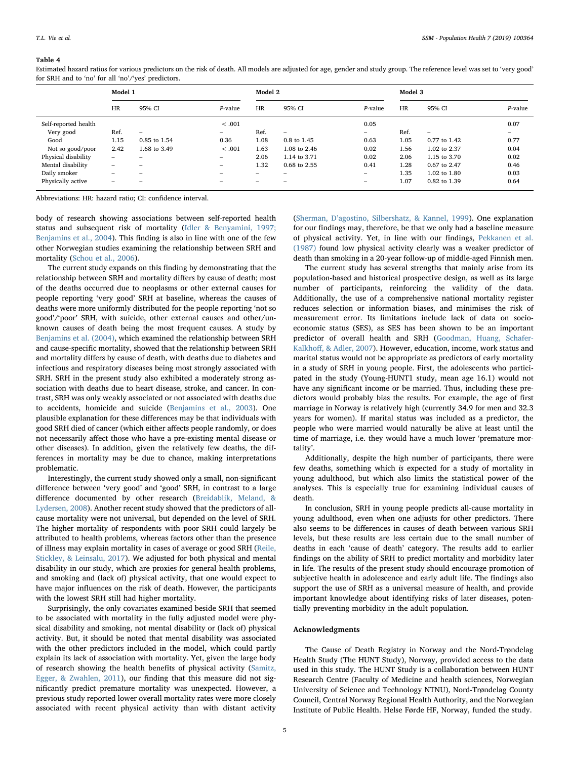**Table 4**

Estimated hazard ratios for various predictors on the risk of death. All models are adjusted for age, gender and study group. The reference level was set to 'very good' for SRH and to 'no' for all 'no'/'yes' predictors.

| | Model 1 | | | Model 2 | | | Model 3 | | |
|---|---|---|---|---|---|---|---|---|---|
| | HR | 95% CI | *P*-value | HR | 95% CI | *P*-value | HR | 95% CI | *P*-value |
| Self-reported health | | | < .001 | | | 0.05 | | | 0.07 |
| Very good | Ref. | – | – | Ref. | – | – | Ref. | – | – |
| Good | 1.15 | 0.85 to 1.54 | 0.36 | 1.08 | 0.8 to 1.45 | 0.63 | 1.05 | 0.77 to 1.42 | 0.77 |
| Not so good/poor | 2.42 | 1.68 to 3.49 | < .001 | 1.63 | 1.08 to 2.46 | 0.02 | 1.56 | 1.02 to 2.37 | 0.04 |
| Physical disability | – | – | – | 2.06 | 1.14 to 3.71 | 0.02 | 2.06 | 1.15 to 3.70 | 0.02 |
| Mental disability | – | – | – | 1.32 | 0.68 to 2.55 | 0.41 | 1.28 | 0.67 to 2.47 | 0.46 |
| Daily smoker | – | – | – | – | – | – | 1.35 | 1.02 to 1.80 | 0.03 |
| Physically active | – | – | – | – | – | – | 1.07 | 0.82 to 1.39 | 0.64 |

Abbreviations: HR: hazard ratio; CI: confidence interval.

body of research showing associations between self-reported health status and subsequent risk of mortality (Idler & Benyamini, 1997; Benjamins et al., 2004). This finding is also in line with one of the few other Norwegian studies examining the relationship between SRH and mortality (Schou et al., 2006).

The current study expands on this finding by demonstrating that the relationship between SRH and mortality differs by cause of death; most of the deaths occurred due to neoplasms or other external causes for people reporting 'very good' SRH at baseline, whereas the causes of deaths were more uniformly distributed for the people reporting 'not so good'/'poor' SRH, with suicide, other external causes and other/unknown causes of death being the most frequent causes. A study by Benjamins et al. (2004), which examined the relationship between SRH and cause-specific mortality, showed that the relationship between SRH and mortality differs by cause of death, with deaths due to diabetes and infectious and respiratory diseases being most strongly associated with SRH. SRH in the present study also exhibited a moderately strong association with deaths due to heart disease, stroke, and cancer. In contrast, SRH was only weakly associated or not associated with deaths due to accidents, homicide and suicide (Benjamins et al., 2003). One plausible explanation for these differences may be that individuals with good SRH died of cancer (which either affects people randomly, or does not necessarily affect those who have a pre-existing mental disease or other diseases). In addition, given the relatively few deaths, the differences in mortality may be due to chance, making interpretations problematic.

Interestingly, the current study showed only a small, non-significant difference between 'very good' and 'good' SRH, in contrast to a large difference documented by other research (Breidablik, Meland, & Lydersen, 2008). Another recent study showed that the predictors of all-cause mortality were not universal, but depended on the level of SRH. The higher mortality of respondents with poor SRH could largely be attributed to health problems, whereas factors other than the presence of illness may explain mortality in cases of average or good SRH (Reile, Stickley, & Leinsalu, 2017). We adjusted for both physical and mental disability in our study, which are proxies for general health problems, and smoking and (lack of) physical activity, that one would expect to have major influences on the risk of death. However, the participants with the lowest SRH still had higher mortality.

Surprisingly, the only covariates examined beside SRH that seemed to be associated with mortality in the fully adjusted model were physical disability and smoking, not mental disability or (lack of) physical activity. But, it should be noted that mental disability was associated with the other predictors included in the model, which could partly explain its lack of association with mortality. Yet, given the large body of research showing the health benefits of physical activity (Samitz, Egger, & Zwahlen, 2011), our finding that this measure did not significantly predict premature mortality was unexpected. However, a previous study reported lower overall mortality rates were more closely associated with recent physical activity than with distant activity (Sherman, D'agostino, Silbershatz, & Kannel, 1999). One explanation for our findings may, therefore, be that we only had a baseline measure of physical activity. Yet, in line with our findings, Pekkanen et al. (1987) found low physical activity clearly was a weaker predictor of death than smoking in a 20-year follow-up of middle-aged Finnish men.

The current study has several strengths that mainly arise from its population-based and historical prospective design, as well as its large number of participants, reinforcing the validity of the data. Additionally, the use of a comprehensive national mortality register reduces selection or information biases, and minimises the risk of measurement error. Its limitations include lack of data on socioeconomic status (SES), as SES has been shown to be an important predictor of overall health and SRH (Goodman, Huang, Schafer-Kalkhoff, & Adler, 2007). However, education, income, work status and marital status would not be appropriate as predictors of early mortality in a study of SRH in young people. First, the adolescents who participated in the study (Young-HUNT1 study, mean age 16.1) would not have any significant income or be married. Thus, including these predictors would probably bias the results. For example, the age of first marriage in Norway is relatively high (currently 34.9 for men and 32.3 years for women). If marital status was included as a predictor, the people who were married would naturally be alive at least until the time of marriage, i.e. they would have a much lower 'premature mortality'.

Additionally, despite the high number of participants, there were few deaths, something which *is* expected for a study of mortality in young adulthood, but which also limits the statistical power of the analyses. This is especially true for examining individual causes of death.

In conclusion, SRH in young people predicts all-cause mortality in young adulthood, even when one adjusts for other predictors. There also seems to be differences in causes of death between various SRH levels, but these results are less certain due to the small number of deaths in each 'cause of death' category. The results add to earlier findings on the ability of SRH to predict mortality and morbidity later in life. The results of the present study should encourage promotion of subjective health in adolescence and early adult life. The findings also support the use of SRH as a universal measure of health, and provide important knowledge about identifying risks of later diseases, potentially preventing morbidity in the adult population.

## Acknowledgments

The Cause of Death Registry in Norway and the Nord-Trøndelag Health Study (The HUNT Study), Norway, provided access to the data used in this study. The HUNT Study is a collaboration between HUNT Research Centre (Faculty of Medicine and health sciences, Norwegian University of Science and Technology NTNU), Nord-Trøndelag County Council, Central Norway Regional Health Authority, and the Norwegian Institute of Public Health. Helse Førde HF, Norway, funded the study.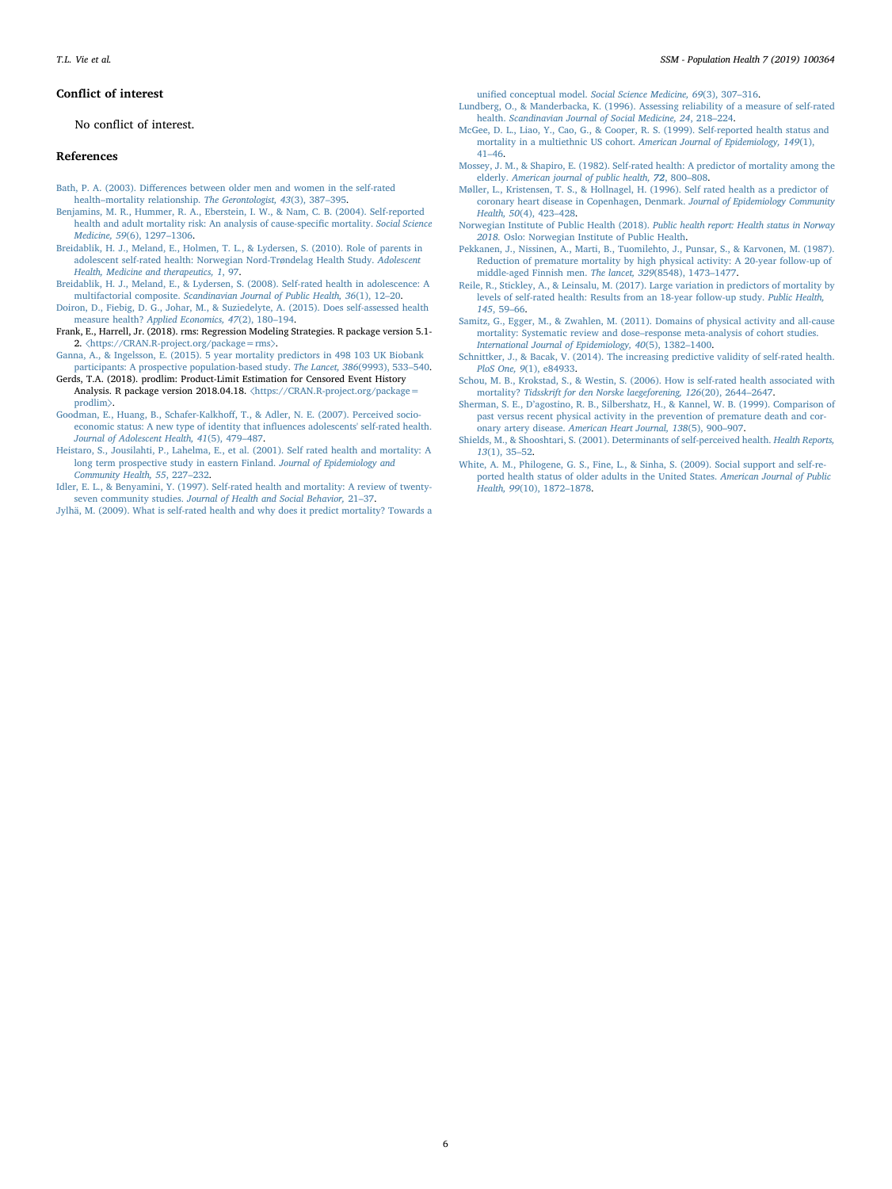## Conflict of interest

No conflict of interest.

## References

Bath, P. A. (2003). Differences between older men and women in the self-rated health–mortality relationship. *The Gerontologist, 43*(3), 387–395.

Benjamins, M. R., Hummer, R. A., Eberstein, I. W., & Nam, C. B. (2004). Self-reported health and adult mortality risk: An analysis of cause-specific mortality. *Social Science Medicine, 59*(6), 1297–1306.

Breidablik, H. J., Meland, E., Holmen, T. L., & Lydersen, S. (2010). Role of parents in adolescent self-rated health: Norwegian Nord-Trøndelag Health Study. *Adolescent Health, Medicine and therapeutics, 1*, 97.

Breidablik, H. J., Meland, E., & Lydersen, S. (2008). Self-rated health in adolescence: A multifactorial composite. *Scandinavian Journal of Public Health, 36*(1), 12–20.

Doiron, D., Fiebig, D. G., Johar, M., & Suziedelyte, A. (2015). Does self-assessed health measure health? *Applied Economics, 47*(2), 180–194.

Frank, E., Harrell, Jr. (2018). rms: Regression Modeling Strategies. R package version 5.1-2. 〈https://CRAN.R-project.org/package=rms〉.

Ganna, A., & Ingelsson, E. (2015). 5 year mortality predictors in 498 103 UK Biobank participants: A prospective population-based study. *The Lancet, 386*(9993), 533–540.

Gerds, T.A. (2018). prodlim: Product-Limit Estimation for Censored Event History Analysis. R package version 2018.04.18. 〈https://CRAN.R-project.org/package=prodlim〉.

Goodman, E., Huang, B., Schafer-Kalkhoff, T., & Adler, N. E. (2007). Perceived socioeconomic status: A new type of identity that influences adolescents' self-rated health. *Journal of Adolescent Health, 41*(5), 479–487.

Heistaro, S., Jousilahti, P., Lahelma, E., et al. (2001). Self rated health and mortality: A long term prospective study in eastern Finland. *Journal of Epidemiology and Community Health, 55*, 227–232.

Idler, E. L., & Benyamini, Y. (1997). Self-rated health and mortality: A review of twenty-seven community studies. *Journal of Health and Social Behavior,* 21–37.

Jylhä, M. (2009). What is self-rated health and why does it predict mortality? Towards a unified conceptual model. *Social Science Medicine, 69*(3), 307–316.

Lundberg, O., & Manderbacka, K. (1996). Assessing reliability of a measure of self-rated health. *Scandinavian Journal of Social Medicine, 24*, 218–224.

McGee, D. L., Liao, Y., Cao, G., & Cooper, R. S. (1999). Self-reported health status and mortality in a multiethnic US cohort. *American Journal of Epidemiology, 149*(1), 41–46.

Mossey, J. M., & Shapiro, E. (1982). Self-rated health: A predictor of mortality among the elderly. *American journal of public health, 72*, 800–808.

Møller, L., Kristensen, T. S., & Hollnagel, H. (1996). Self rated health as a predictor of coronary heart disease in Copenhagen, Denmark. *Journal of Epidemiology Community Health, 50*(4), 423–428.

Norwegian Institute of Public Health (2018). *Public health report: Health status in Norway 2018.* Oslo: Norwegian Institute of Public Health.

Pekkanen, J., Nissinen, A., Marti, B., Tuomilehto, J., Punsar, S., & Karvonen, M. (1987). Reduction of premature mortality by high physical activity: A 20-year follow-up of middle-aged Finnish men. *The lancet, 329*(8548), 1473–1477.

Reile, R., Stickley, A., & Leinsalu, M. (2017). Large variation in predictors of mortality by levels of self-rated health: Results from an 18-year follow-up study. *Public Health, 145*, 59–66.

Samitz, G., Egger, M., & Zwahlen, M. (2011). Domains of physical activity and all-cause mortality: Systematic review and dose–response meta-analysis of cohort studies. *International Journal of Epidemiology, 40*(5), 1382–1400.

Schnittker, J., & Bacak, V. (2014). The increasing predictive validity of self-rated health. *PloS One, 9*(1), e84933.

Schou, M. B., Krokstad, S., & Westin, S. (2006). How is self-rated health associated with mortality? *Tidsskrift for den Norske laegeforening, 126*(20), 2644–2647.

Sherman, S. E., D'agostino, R. B., Silbershatz, H., & Kannel, W. B. (1999). Comparison of past versus recent physical activity in the prevention of premature death and coronary artery disease. *American Heart Journal, 138*(5), 900–907.

Shields, M., & Shooshtari, S. (2001). Determinants of self-perceived health. *Health Reports, 13*(1), 35–52.

White, A. M., Philogene, G. S., Fine, L., & Sinha, S. (2009). Social support and self-reported health status of older adults in the United States. *American Journal of Public Health, 99*(10), 1872–1878.